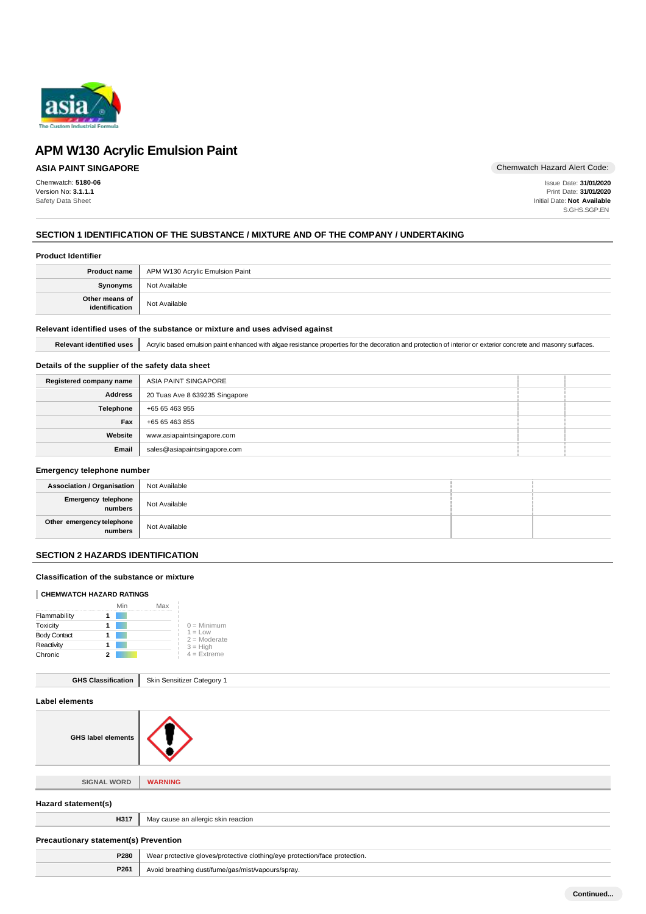# APM W130 Acrylic Emulsion Paint

**ASIA PAINT SINGAPORE**

Chemwatch Hazard Alert Code:

Chemwatch: **5180-06**
Version No: **3.1.1.1**
Safety Data Sheet

Issue Date: **31/01/2020**
Print Date: **31/01/2020**
Initial Date: **Not Available**
S.GHS.SGP.EN

## SECTION 1 IDENTIFICATION OF THE SUBSTANCE / MIXTURE AND OF THE COMPANY / UNDERTAKING

### Product Identifier

| | |
|---|---|
| **Product name** | APM W130 Acrylic Emulsion Paint |
| **Synonyms** | Not Available |
| **Other means of identification** | Not Available |

### Relevant identified uses of the substance or mixture and uses advised against

| | |
|---|---|
| **Relevant identified uses** | Acrylic based emulsion paint enhanced with algae resistance properties for the decoration and protection of interior or exterior concrete and masonry surfaces. |

### Details of the supplier of the safety data sheet

| | |
|---|---|
| **Registered company name** | ASIA PAINT SINGAPORE |
| **Address** | 20 Tuas Ave 8 639235 Singapore |
| **Telephone** | +65 65 463 955 |
| **Fax** | +65 65 463 855 |
| **Website** | www.asiapaintsingapore.com |
| **Email** | sales@asiapaintsingapore.com |

### Emergency telephone number

| | |
|---|---|
| **Association / Organisation** | Not Available |
| **Emergency telephone numbers** | Not Available |
| **Other emergency telephone numbers** | Not Available |

## SECTION 2 HAZARDS IDENTIFICATION

### Classification of the substance or mixture

**CHEMWATCH HAZARD RATINGS**

| | Min | Max |
|---|---|---|
| Flammability | 1 | |
| Toxicity | 1 | |
| Body Contact | 1 | |
| Reactivity | 1 | |
| Chronic | 2 | |

0 = Minimum
1 = Low
2 = Moderate
3 = High
4 = Extreme

| | |
|---|---|
| **GHS Classification** | Skin Sensitizer Category 1 |

### Label elements

| | |
|---|---|
| **GHS label elements** | |
| **SIGNAL WORD** | **WARNING** |

### Hazard statement(s)

| | |
|---|---|
| **H317** | May cause an allergic skin reaction |

### Precautionary statement(s) Prevention

| | |
|---|---|
| **P280** | Wear protective gloves/protective clothing/eye protection/face protection. |
| **P261** | Avoid breathing dust/fume/gas/mist/vapours/spray. |

**Continued...**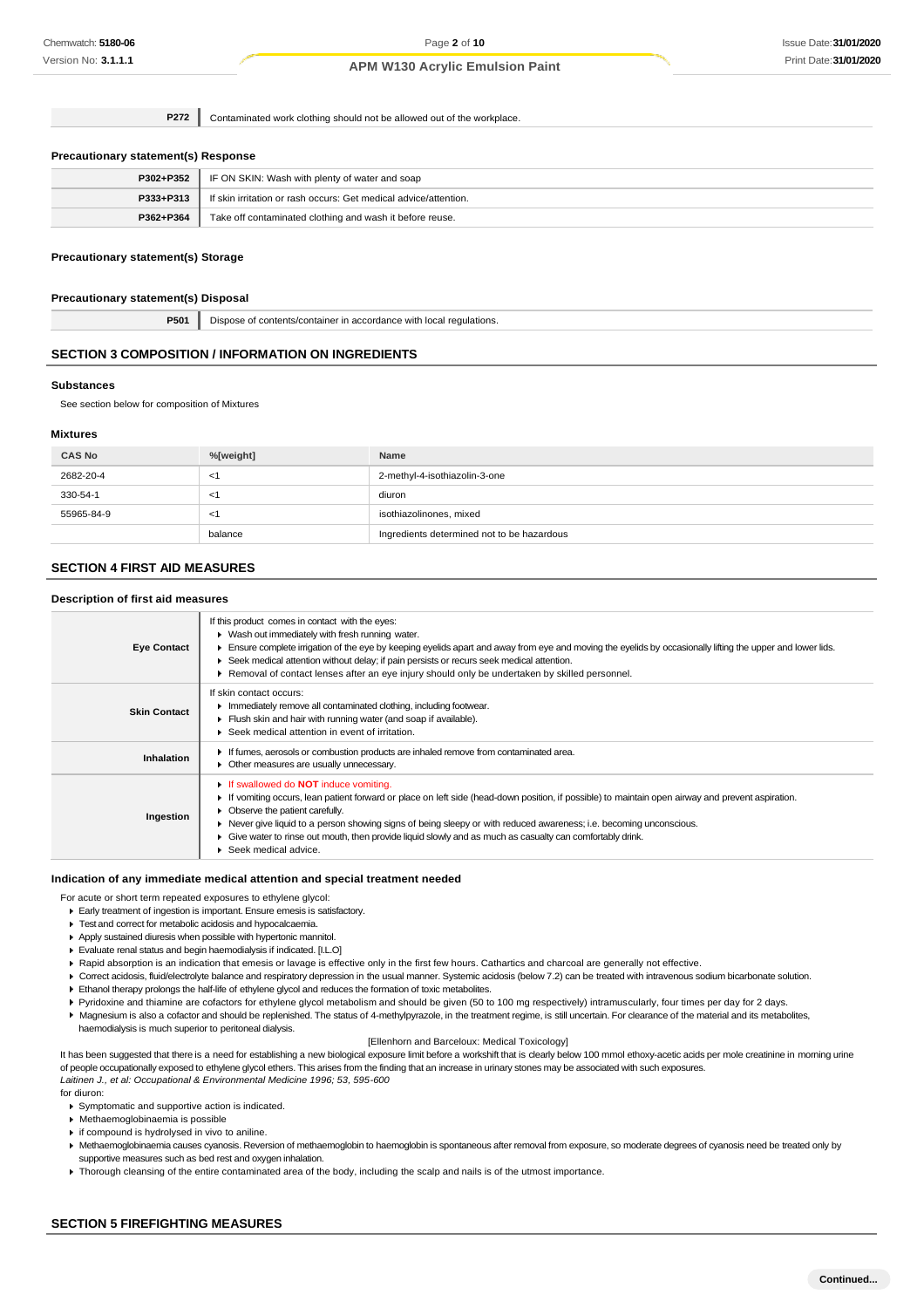| | |
|---|---|
| **P272** | Contaminated work clothing should not be allowed out of the workplace. |

### Precautionary statement(s) Response

| | |
|---|---|
| **P302+P352** | IF ON SKIN: Wash with plenty of water and soap |
| **P333+P313** | If skin irritation or rash occurs: Get medical advice/attention. |
| **P362+P364** | Take off contaminated clothing and wash it before reuse. |

### Precautionary statement(s) Storage

### Precautionary statement(s) Disposal

| | |
|---|---|
| **P501** | Dispose of contents/container in accordance with local regulations. |

## SECTION 3 COMPOSITION / INFORMATION ON INGREDIENTS

### Substances

See section below for composition of Mixtures

### Mixtures

| CAS No | %[weight] | Name |
|---|---|---|
| 2682-20-4 | <1 | 2-methyl-4-isothiazolin-3-one |
| 330-54-1 | <1 | diuron |
| 55965-84-9 | <1 | isothiazolinones, mixed |
| | balance | Ingredients determined not to be hazardous |

## SECTION 4 FIRST AID MEASURES

### Description of first aid measures

| | |
|---|---|
| **Eye Contact** | If this product comes in contact with the eyes:<br>▸ Wash out immediately with fresh running water.<br>▸ Ensure complete irrigation of the eye by keeping eyelids apart and away from eye and moving the eyelids by occasionally lifting the upper and lower lids.<br>▸ Seek medical attention without delay; if pain persists or recurs seek medical attention.<br>▸ Removal of contact lenses after an eye injury should only be undertaken by skilled personnel. |
| **Skin Contact** | If skin contact occurs:<br>▸ Immediately remove all contaminated clothing, including footwear.<br>▸ Flush skin and hair with running water (and soap if available).<br>▸ Seek medical attention in event of irritation. |
| **Inhalation** | ▸ If fumes, aerosols or combustion products are inhaled remove from contaminated area.<br>▸ Other measures are usually unnecessary. |
| **Ingestion** | ▸ If swallowed do **NOT** induce vomiting.<br>▸ If vomiting occurs, lean patient forward or place on left side (head-down position, if possible) to maintain open airway and prevent aspiration.<br>▸ Observe the patient carefully.<br>▸ Never give liquid to a person showing signs of being sleepy or with reduced awareness; i.e. becoming unconscious.<br>▸ Give water to rinse out mouth, then provide liquid slowly and as much as casualty can comfortably drink.<br>▸ Seek medical advice. |

### Indication of any immediate medical attention and special treatment needed

For acute or short term repeated exposures to ethylene glycol:

- Early treatment of ingestion is important. Ensure emesis is satisfactory.
- Test and correct for metabolic acidosis and hypocalcaemia.
- Apply sustained diuresis when possible with hypertonic mannitol.
- Evaluate renal status and begin haemodialysis if indicated. [I.L.O]
- Rapid absorption is an indication that emesis or lavage is effective only in the first few hours. Cathartics and charcoal are generally not effective.
- Correct acidosis, fluid/electrolyte balance and respiratory depression in the usual manner. Systemic acidosis (below 7.2) can be treated with intravenous sodium bicarbonate solution.
- Ethanol therapy prolongs the half-life of ethylene glycol and reduces the formation of toxic metabolites.
- Pyridoxine and thiamine are cofactors for ethylene glycol metabolism and should be given (50 to 100 mg respectively) intramuscularly, four times per day for 2 days.
- Magnesium is also a cofactor and should be replenished. The status of 4-methylpyrazole, in the treatment regime, is still uncertain. For clearance of the material and its metabolites, haemodialysis is much superior to peritoneal dialysis.

[Ellenhorn and Barceloux: Medical Toxicology]

It has been suggested that there is a need for establishing a new biological exposure limit before a workshift that is clearly below 100 mmol ethoxy-acetic acids per mole creatinine in morning urine of people occupationally exposed to ethylene glycol ethers. This arises from the finding that an increase in urinary stones may be associated with such exposures.
*Laitinen J., et al: Occupational & Environmental Medicine 1996; 53, 595-600*

for diuron:

- Symptomatic and supportive action is indicated.
- Methaemoglobinaemia is possible
- if compound is hydrolysed in vivo to aniline.
- Methaemoglobinaemia causes cyanosis. Reversion of methaemoglobin to haemoglobin is spontaneous after removal from exposure, so moderate degrees of cyanosis need be treated only by supportive measures such as bed rest and oxygen inhalation.
- Thorough cleansing of the entire contaminated area of the body, including the scalp and nails is of the utmost importance.

## SECTION 5 FIREFIGHTING MEASURES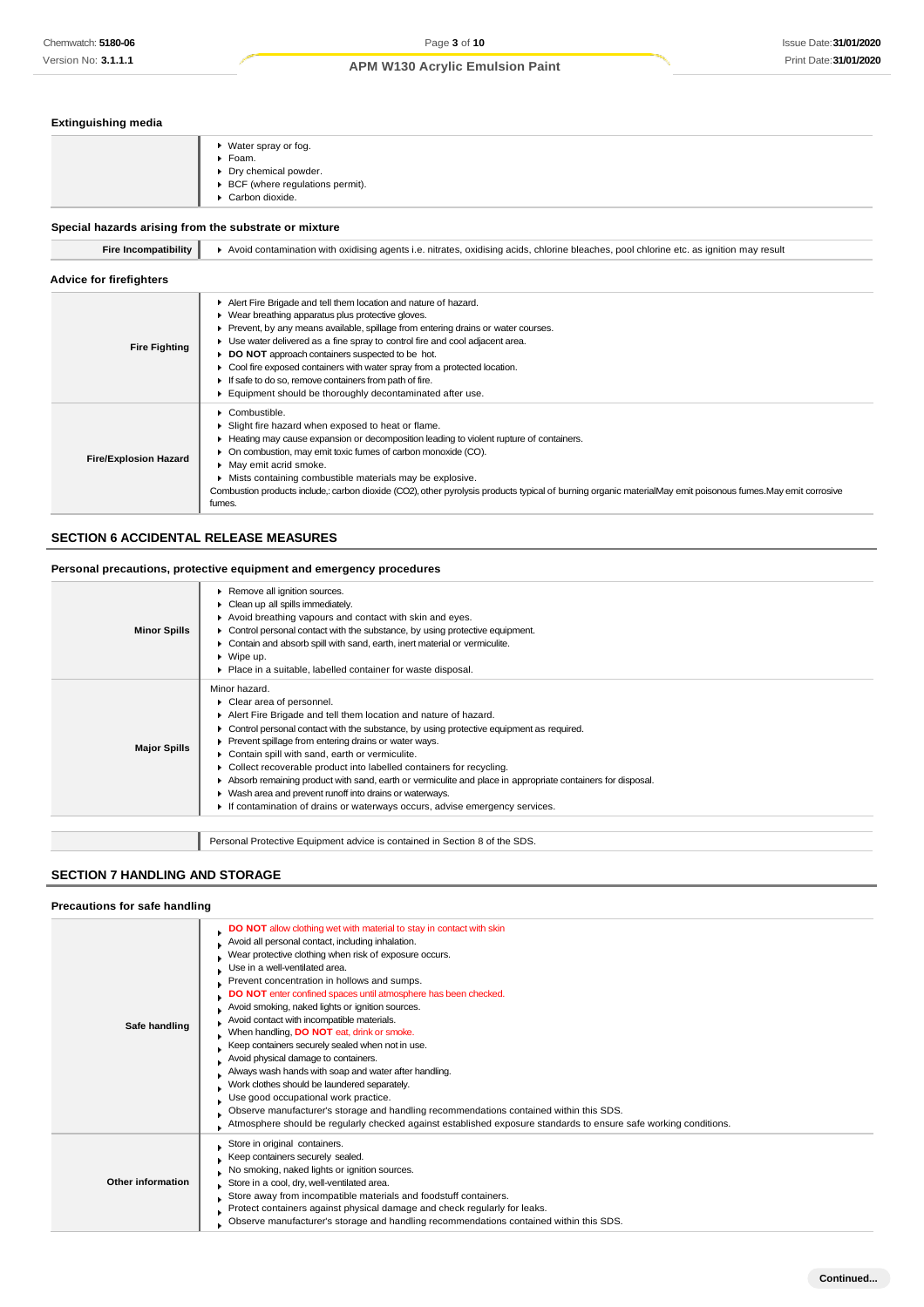### Extinguishing media

| | |
|---|---|
| | ▸ Water spray or fog.<br>▸ Foam.<br>▸ Dry chemical powder.<br>▸ BCF (where regulations permit).<br>▸ Carbon dioxide. |

### Special hazards arising from the substrate or mixture

| | |
|---|---|
| **Fire Incompatibility** | ▸ Avoid contamination with oxidising agents i.e. nitrates, oxidising acids, chlorine bleaches, pool chlorine etc. as ignition may result |

### Advice for firefighters

| | |
|---|---|
| **Fire Fighting** | ▸ Alert Fire Brigade and tell them location and nature of hazard.<br>▸ Wear breathing apparatus plus protective gloves.<br>▸ Prevent, by any means available, spillage from entering drains or water courses.<br>▸ Use water delivered as a fine spray to control fire and cool adjacent area.<br>▸ **DO NOT** approach containers suspected to be hot.<br>▸ Cool fire exposed containers with water spray from a protected location.<br>▸ If safe to do so, remove containers from path of fire.<br>▸ Equipment should be thoroughly decontaminated after use. |
| **Fire/Explosion Hazard** | ▸ Combustible.<br>▸ Slight fire hazard when exposed to heat or flame.<br>▸ Heating may cause expansion or decomposition leading to violent rupture of containers.<br>▸ On combustion, may emit toxic fumes of carbon monoxide (CO).<br>▸ May emit acrid smoke.<br>▸ Mists containing combustible materials may be explosive.<br>Combustion products include,: carbon dioxide (CO2), other pyrolysis products typical of burning organic materialMay emit poisonous fumes.May emit corrosive fumes. |

## SECTION 6 ACCIDENTAL RELEASE MEASURES

### Personal precautions, protective equipment and emergency procedures

| | |
|---|---|
| **Minor Spills** | ▸ Remove all ignition sources.<br>▸ Clean up all spills immediately.<br>▸ Avoid breathing vapours and contact with skin and eyes.<br>▸ Control personal contact with the substance, by using protective equipment.<br>▸ Contain and absorb spill with sand, earth, inert material or vermiculite.<br>▸ Wipe up.<br>▸ Place in a suitable, labelled container for waste disposal. |
| **Major Spills** | Minor hazard.<br>▸ Clear area of personnel.<br>▸ Alert Fire Brigade and tell them location and nature of hazard.<br>▸ Control personal contact with the substance, by using protective equipment as required.<br>▸ Prevent spillage from entering drains or water ways.<br>▸ Contain spill with sand, earth or vermiculite.<br>▸ Collect recoverable product into labelled containers for recycling.<br>▸ Absorb remaining product with sand, earth or vermiculite and place in appropriate containers for disposal.<br>▸ Wash area and prevent runoff into drains or waterways.<br>▸ If contamination of drains or waterways occurs, advise emergency services. |

| | |
|---|---|
| | Personal Protective Equipment advice is contained in Section 8 of the SDS. |

## SECTION 7 HANDLING AND STORAGE

### Precautions for safe handling

| | |
|---|---|
| **Safe handling** | ▸ **DO NOT** allow clothing wet with material to stay in contact with skin<br>▸ Avoid all personal contact, including inhalation.<br>▸ Wear protective clothing when risk of exposure occurs.<br>▸ Use in a well-ventilated area.<br>▸ Prevent concentration in hollows and sumps.<br>▸ **DO NOT** enter confined spaces until atmosphere has been checked.<br>▸ Avoid smoking, naked lights or ignition sources.<br>▸ Avoid contact with incompatible materials.<br>▸ When handling, **DO NOT** eat, drink or smoke.<br>▸ Keep containers securely sealed when not in use.<br>▸ Avoid physical damage to containers.<br>▸ Always wash hands with soap and water after handling.<br>▸ Work clothes should be laundered separately.<br>▸ Use good occupational work practice.<br>▸ Observe manufacturer's storage and handling recommendations contained within this SDS.<br>▸ Atmosphere should be regularly checked against established exposure standards to ensure safe working conditions. |
| **Other information** | ▸ Store in original containers.<br>▸ Keep containers securely sealed.<br>▸ No smoking, naked lights or ignition sources.<br>▸ Store in a cool, dry, well-ventilated area.<br>▸ Store away from incompatible materials and foodstuff containers.<br>▸ Protect containers against physical damage and check regularly for leaks.<br>▸ Observe manufacturer's storage and handling recommendations contained within this SDS. |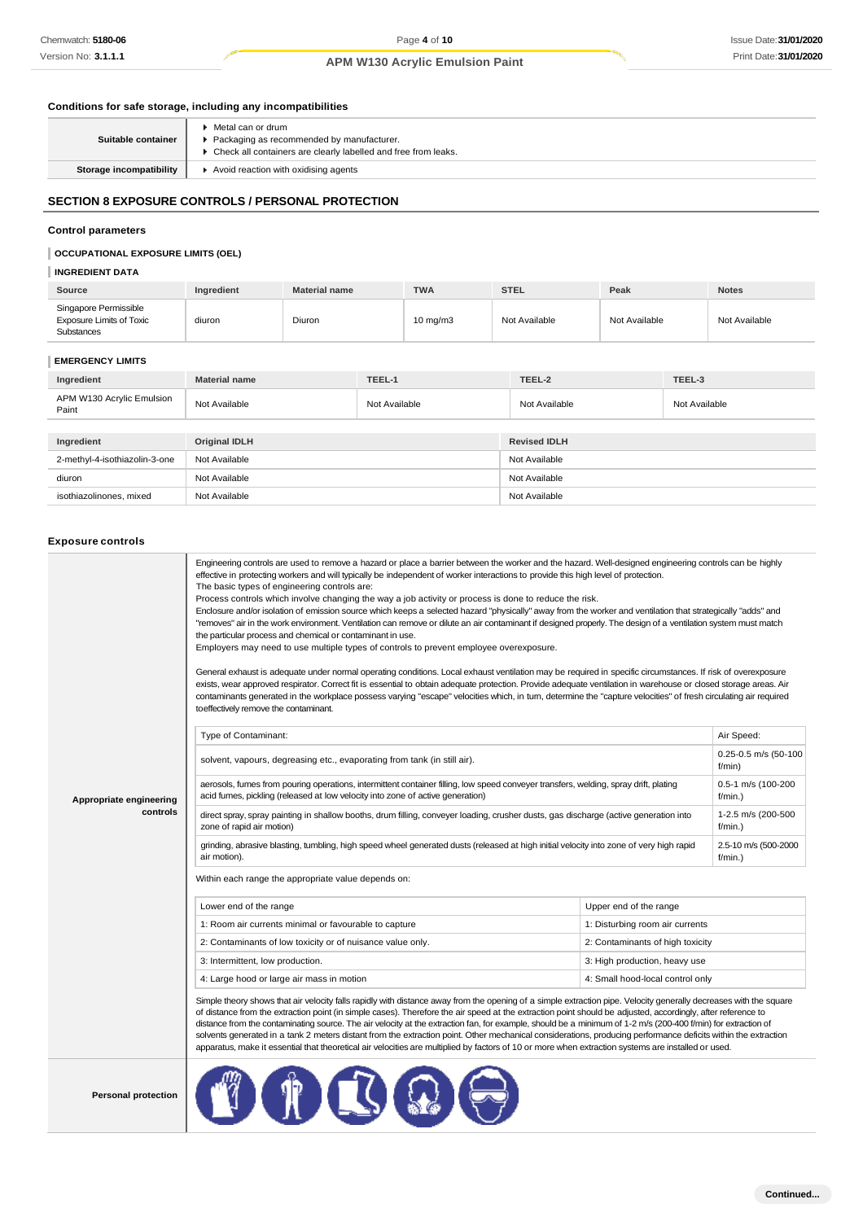### Conditions for safe storage, including any incompatibilities

| | |
|---|---|
| **Suitable container** | ▶ Metal can or drum<br>▶ Packaging as recommended by manufacturer.<br>▶ Check all containers are clearly labelled and free from leaks. |
| **Storage incompatibility** | ▶ Avoid reaction with oxidising agents |

## SECTION 8 EXPOSURE CONTROLS / PERSONAL PROTECTION

### Control parameters

#### OCCUPATIONAL EXPOSURE LIMITS (OEL)

#### INGREDIENT DATA

| Source | Ingredient | Material name | TWA | STEL | Peak | Notes |
|---|---|---|---|---|---|---|
| Singapore Permissible Exposure Limits of Toxic Substances | diuron | Diuron | 10 mg/m3 | Not Available | Not Available | Not Available |

#### EMERGENCY LIMITS

| Ingredient | Material name | TEEL-1 | TEEL-2 | TEEL-3 |
|---|---|---|---|---|
| APM W130 Acrylic Emulsion Paint | Not Available | Not Available | Not Available | Not Available |

| Ingredient | Original IDLH | Revised IDLH |
|---|---|---|
| 2-methyl-4-isothiazolin-3-one | Not Available | Not Available |
| diuron | Not Available | Not Available |
| isothiazolinones, mixed | Not Available | Not Available |

### Exposure controls

**Appropriate engineering controls**

Engineering controls are used to remove a hazard or place a barrier between the worker and the hazard. Well-designed engineering controls can be highly effective in protecting workers and will typically be independent of worker interactions to provide this high level of protection.
The basic types of engineering controls are:
Process controls which involve changing the way a job activity or process is done to reduce the risk.
Enclosure and/or isolation of emission source which keeps a selected hazard "physically" away from the worker and ventilation that strategically "adds" and "removes" air in the work environment. Ventilation can remove or dilute an air contaminant if designed properly. The design of a ventilation system must match the particular process and chemical or contaminant in use.
Employers may need to use multiple types of controls to prevent employee overexposure.

General exhaust is adequate under normal operating conditions. Local exhaust ventilation may be required in specific circumstances. If risk of overexposure exists, wear approved respirator. Correct fit is essential to obtain adequate protection. Provide adequate ventilation in warehouse or closed storage areas. Air contaminants generated in the workplace possess varying "escape" velocities which, in turn, determine the "capture velocities" of fresh circulating air required toeffectively remove the contaminant.

| Type of Contaminant: | Air Speed: |
|---|---|
| solvent, vapours, degreasing etc., evaporating from tank (in still air). | 0.25-0.5 m/s (50-100 f/min) |
| aerosols, fumes from pouring operations, intermittent container filling, low speed conveyer transfers, welding, spray drift, plating acid fumes, pickling (released at low velocity into zone of active generation) | 0.5-1 m/s (100-200 f/min.) |
| direct spray, spray painting in shallow booths, drum filling, conveyer loading, crusher dusts, gas discharge (active generation into zone of rapid air motion) | 1-2.5 m/s (200-500 f/min.) |
| grinding, abrasive blasting, tumbling, high speed wheel generated dusts (released at high initial velocity into zone of very high rapid air motion). | 2.5-10 m/s (500-2000 f/min.) |

Within each range the appropriate value depends on:

| Lower end of the range | Upper end of the range |
|---|---|
| 1: Room air currents minimal or favourable to capture | 1: Disturbing room air currents |
| 2: Contaminants of low toxicity or of nuisance value only. | 2: Contaminants of high toxicity |
| 3: Intermittent, low production. | 3: High production, heavy use |
| 4: Large hood or large air mass in motion | 4: Small hood-local control only |

Simple theory shows that air velocity falls rapidly with distance away from the opening of a simple extraction pipe. Velocity generally decreases with the square of distance from the extraction point (in simple cases). Therefore the air speed at the extraction point should be adjusted, accordingly, after reference to distance from the contaminating source. The air velocity at the extraction fan, for example, should be a minimum of 1-2 m/s (200-400 f/min) for extraction of solvents generated in a tank 2 meters distant from the extraction point. Other mechanical considerations, producing performance deficits within the extraction apparatus, make it essential that theoretical air velocities are multiplied by factors of 10 or more when extraction systems are installed or used.

**Personal protection**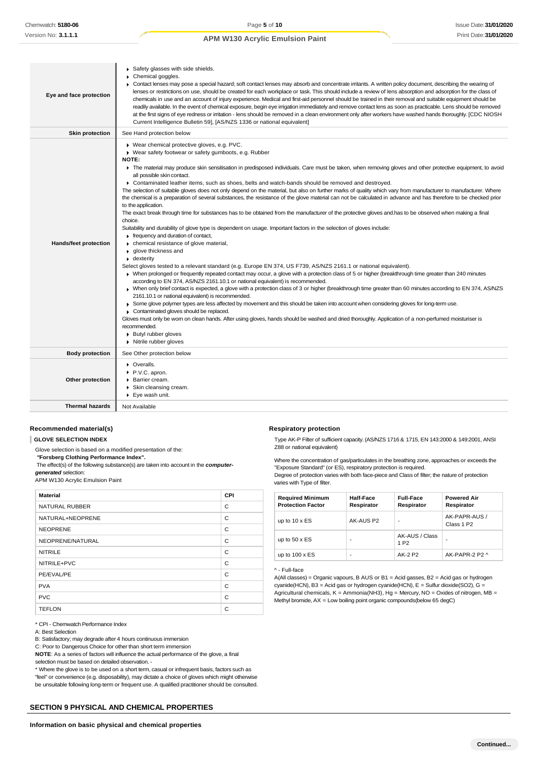| | |
|---|---|
| **Eye and face protection** | ▸ Safety glasses with side shields.<br>▸ Chemical goggles.<br>▸ Contact lenses may pose a special hazard; soft contact lenses may absorb and concentrate irritants. A written policy document, describing the wearing of lenses or restrictions on use, should be created for each workplace or task. This should include a review of lens absorption and adsorption for the class of chemicals in use and an account of injury experience. Medical and first-aid personnel should be trained in their removal and suitable equipment should be readily available. In the event of chemical exposure, begin eye irrigation immediately and remove contact lens as soon as practicable. Lens should be removed at the first signs of eye redness or irritation - lens should be removed in a clean environment only after workers have washed hands thoroughly. [CDC NIOSH Current Intelligence Bulletin 59], [AS/NZS 1336 or national equivalent] |
| **Skin protection** | See Hand protection below |
| **Hands/feet protection** | ▸ Wear chemical protective gloves, e.g. PVC.<br>▸ Wear safety footwear or safety gumboots, e.g. Rubber<br>**NOTE:**<br>▸ The material may produce skin sensitisation in predisposed individuals. Care must be taken, when removing gloves and other protective equipment, to avoid all possible skin contact.<br>▸ Contaminated leather items, such as shoes, belts and watch-bands should be removed and destroyed.<br>The selection of suitable gloves does not only depend on the material, but also on further marks of quality which vary from manufacturer to manufacturer. Where the chemical is a preparation of several substances, the resistance of the glove material can not be calculated in advance and has therefore to be checked prior to the application.<br>The exact break through time for substances has to be obtained from the manufacturer of the protective gloves and.has to be observed when making a final choice.<br>Suitability and durability of glove type is dependent on usage. Important factors in the selection of gloves include:<br>▸ frequency and duration of contact,<br>▸ chemical resistance of glove material,<br>▸ glove thickness and<br>▸ dexterity<br>Select gloves tested to a relevant standard (e.g. Europe EN 374, US F739, AS/NZS 2161.1 or national equivalent).<br>▸ When prolonged or frequently repeated contact may occur, a glove with a protection class of 5 or higher (breakthrough time greater than 240 minutes according to EN 374, AS/NZS 2161.10.1 or national equivalent) is recommended.<br>▸ When only brief contact is expected, a glove with a protection class of 3 or higher (breakthrough time greater than 60 minutes according to EN 374, AS/NZS 2161.10.1 or national equivalent) is recommended.<br>▸ Some glove polymer types are less affected by movement and this should be taken into account when considering gloves for long-term use.<br>▸ Contaminated gloves should be replaced.<br>Gloves must only be worn on clean hands. After using gloves, hands should be washed and dried thoroughly. Application of a non-perfumed moisturiser is recommended.<br>▸ Butyl rubber gloves<br>▸ Nitrile rubber gloves |
| **Body protection** | See Other protection below |
| **Other protection** | ▸ Overalls.<br>▸ P.V.C. apron.<br>▸ Barrier cream.<br>▸ Skin cleansing cream.<br>▸ Eye wash unit. |
| **Thermal hazards** | Not Available |

### Recommended material(s)

**GLOVE SELECTION INDEX**

Glove selection is based on a modified presentation of the:

***"Forsberg Clothing Performance Index".***

The effect(s) of the following substance(s) are taken into account in the ***computer-generated*** selection:

APM W130 Acrylic Emulsion Paint

| Material | CPI |
|---|---|
| NATURAL RUBBER | C |
| NATURAL+NEOPRENE | C |
| NEOPRENE | C |
| NEOPRENE/NATURAL | C |
| NITRILE | C |
| NITRILE+PVC | C |
| PE/EVAL/PE | C |
| PVA | C |
| PVC | C |
| TEFLON | C |

\* CPI - Chemwatch Performance Index

A: Best Selection

B: Satisfactory; may degrade after 4 hours continuous immersion

C: Poor to Dangerous Choice for other than short term immersion

**NOTE**: As a series of factors will influence the actual performance of the glove, a final selection must be based on detailed observation. -

\* Where the glove is to be used on a short term, casual or infrequent basis, factors such as "feel" or convenience (e.g. disposability), may dictate a choice of gloves which might otherwise be unsuitable following long-term or frequent use. A qualified practitioner should be consulted.

### Respiratory protection

Type AK-P Filter of sufficient capacity. (AS/NZS 1716 & 1715, EN 143:2000 & 149:2001, ANSI Z88 or national equivalent)

Where the concentration of gas/particulates in the breathing zone, approaches or exceeds the "Exposure Standard" (or ES), respiratory protection is required.

Degree of protection varies with both face-piece and Class of filter; the nature of protection varies with Type of filter.

| Required Minimum Protection Factor | Half-Face Respirator | Full-Face Respirator | Powered Air Respirator |
|---|---|---|---|
| up to 10 x ES | AK-AUS P2 | - | AK-PAPR-AUS / Class 1 P2 |
| up to 50 x ES | - | AK-AUS / Class 1 P2 | - |
| up to 100 x ES | - | AK-2 P2 | AK-PAPR-2 P2 ^ |

^ - Full-face

A(All classes) = Organic vapours, B AUS or B1 = Acid gasses, B2 = Acid gas or hydrogen cyanide(HCN), B3 = Acid gas or hydrogen cyanide(HCN), E = Sulfur dioxide($SO_2$), G = Agricultural chemicals, K = Ammonia($NH_3$), Hg = Mercury, NO = Oxides of nitrogen, MB = Methyl bromide, AX = Low boiling point organic compounds(below 65 degC)

## SECTION 9 PHYSICAL AND CHEMICAL PROPERTIES

### Information on basic physical and chemical properties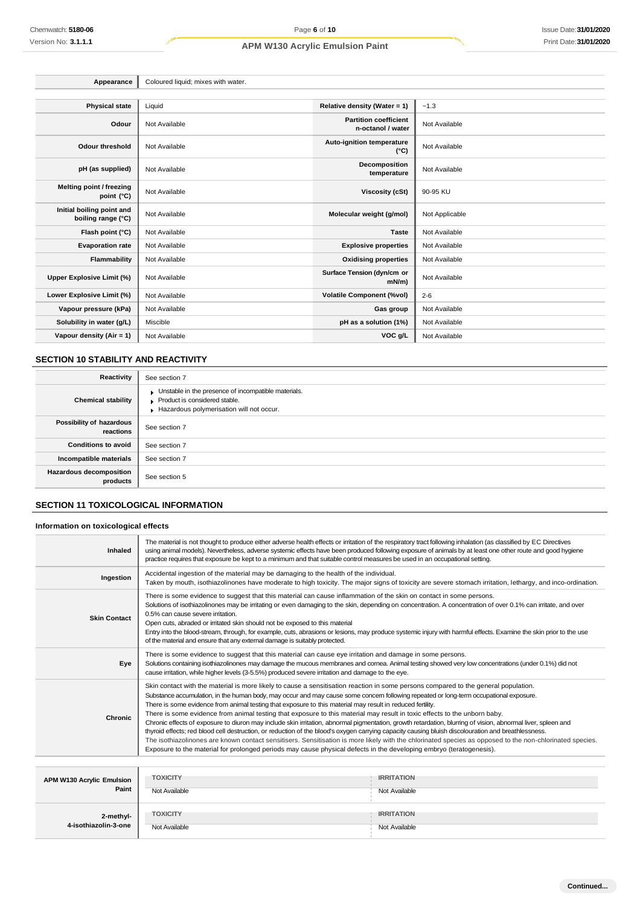| Appearance | Coloured liquid; mixes with water. |
|---|---|

| Physical state | Liquid | Relative density (Water = 1) | ~1.3 |
|---|---|---|---|
| Odour | Not Available | Partition coefficient n-octanol / water | Not Available |
| Odour threshold | Not Available | Auto-ignition temperature (°C) | Not Available |
| pH (as supplied) | Not Available | Decomposition temperature | Not Available |
| Melting point / freezing point (°C) | Not Available | Viscosity (cSt) | 90-95 KU |
| Initial boiling point and boiling range (°C) | Not Available | Molecular weight (g/mol) | Not Applicable |
| Flash point (°C) | Not Available | Taste | Not Available |
| Evaporation rate | Not Available | Explosive properties | Not Available |
| Flammability | Not Available | Oxidising properties | Not Available |
| Upper Explosive Limit (%) | Not Available | Surface Tension (dyn/cm or mN/m) | Not Available |
| Lower Explosive Limit (%) | Not Available | Volatile Component (%vol) | 2-6 |
| Vapour pressure (kPa) | Not Available | Gas group | Not Available |
| Solubility in water (g/L) | Miscible | pH as a solution (1%) | Not Available |
| Vapour density (Air = 1) | Not Available | VOC g/L | Not Available |

## SECTION 10 STABILITY AND REACTIVITY

| Reactivity | See section 7 |
|---|---|
| Chemical stability | - Unstable in the presence of incompatible materials.<br>- Product is considered stable.<br>- Hazardous polymerisation will not occur. |
| Possibility of hazardous reactions | See section 7 |
| Conditions to avoid | See section 7 |
| Incompatible materials | See section 7 |
| Hazardous decomposition products | See section 5 |

## SECTION 11 TOXICOLOGICAL INFORMATION

### Information on toxicological effects

| Inhaled | The material is not thought to produce either adverse health effects or irritation of the respiratory tract following inhalation (as classified by EC Directives using animal models). Nevertheless, adverse systemic effects have been produced following exposure of animals by at least one other route and good hygiene practice requires that exposure be kept to a minimum and that suitable control measures be used in an occupational setting. |
|---|---|
| Ingestion | Accidental ingestion of the material may be damaging to the health of the individual.<br>Taken by mouth, isothiazolinones have moderate to high toxicity. The major signs of toxicity are severe stomach irritation, lethargy, and inco-ordination. |
| Skin Contact | There is some evidence to suggest that this material can cause inflammation of the skin on contact in some persons.<br>Solutions of isothiazolinones may be irritating or even damaging to the skin, depending on concentration. A concentration of over 0.1% can irritate, and over 0.5% can cause severe irritation.<br>Open cuts, abraded or irritated skin should not be exposed to this material<br>Entry into the blood-stream, through, for example, cuts, abrasions or lesions, may produce systemic injury with harmful effects. Examine the skin prior to the use of the material and ensure that any external damage is suitably protected. |
| Eye | There is some evidence to suggest that this material can cause eye irritation and damage in some persons.<br>Solutions containing isothiazolinones may damage the mucous membranes and cornea. Animal testing showed very low concentrations (under 0.1%) did not cause irritation, while higher levels (3-5.5%) produced severe irritation and damage to the eye. |
| Chronic | Skin contact with the material is more likely to cause a sensitisation reaction in some persons compared to the general population.<br>Substance accumulation, in the human body, may occur and may cause some concern following repeated or long-term occupational exposure.<br>There is some evidence from animal testing that exposure to this material may result in reduced fertility.<br>There is some evidence from animal testing that exposure to this material may result in toxic effects to the unborn baby.<br>Chronic effects of exposure to diuron may include skin irritation, abnormal pigmentation, growth retardation, blurring of vision, abnormal liver, spleen and thyroid effects; red blood cell destruction, or reduction of the blood's oxygen carrying capacity causing bluish discolouration and breathlessness.<br>The isothiazolinones are known contact sensitisers. Sensitisation is more likely with the chlorinated species as opposed to the non-chlorinated species.<br>Exposure to the material for prolonged periods may cause physical defects in the developing embryo (teratogenesis). |

| | TOXICITY | IRRITATION |
|---|---|---|
| APM W130 Acrylic Emulsion Paint | Not Available | Not Available |
| 2-methyl-4-isothiazolin-3-one | Not Available | Not Available |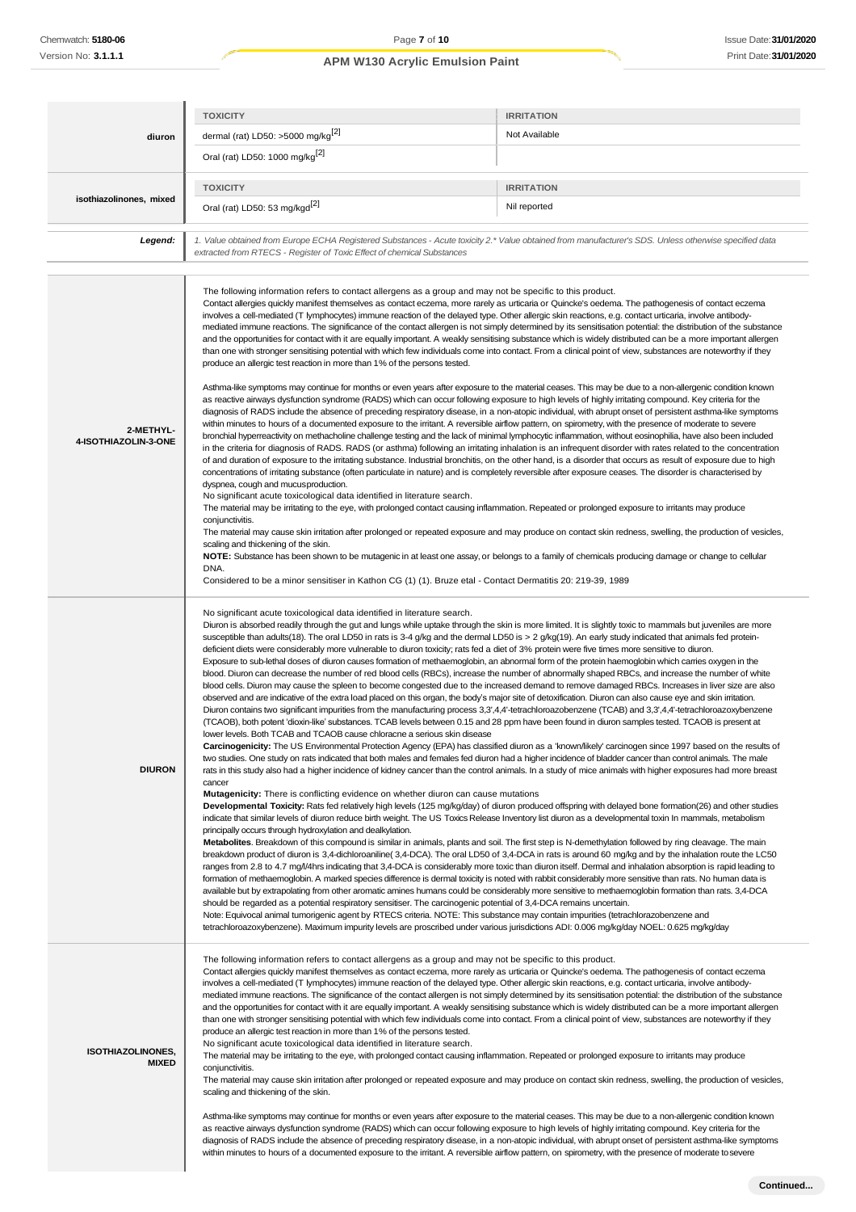| | TOXICITY | IRRITATION |
|---|---|---|
| **diuron** | dermal (rat) LD50: >5000 mg/kg[2] | Not Available |
| | Oral (rat) LD50: 1000 mg/kg[2] | |
| | **TOXICITY** | **IRRITATION** |
| **isothiazolinones, mixed** | Oral (rat) LD50: 53 mg/kgd[2] | Nil reported |

| | |
|---|---|
| ***Legend:*** | *1. Value obtained from Europe ECHA Registered Substances - Acute toxicity 2.\* Value obtained from manufacturer's SDS. Unless otherwise specified data extracted from RTECS - Register of Toxic Effect of chemical Substances* |

| | |
|---|---|
| **2-METHYL-4-ISOTHIAZOLIN-3-ONE** | The following information refers to contact allergens as a group and may not be specific to this product.<br>Contact allergies quickly manifest themselves as contact eczema, more rarely as urticaria or Quincke's oedema. The pathogenesis of contact eczema involves a cell-mediated (T lymphocytes) immune reaction of the delayed type. Other allergic skin reactions, e.g. contact urticaria, involve antibody-mediated immune reactions. The significance of the contact allergen is not simply determined by its sensitisation potential: the distribution of the substance and the opportunities for contact with it are equally important. A weakly sensitising substance which is widely distributed can be a more important allergen than one with stronger sensitising potential with which few individuals come into contact. From a clinical point of view, substances are noteworthy if they produce an allergic test reaction in more than 1% of the persons tested.<br><br>Asthma-like symptoms may continue for months or even years after exposure to the material ceases. This may be due to a non-allergenic condition known as reactive airways dysfunction syndrome (RADS) which can occur following exposure to high levels of highly irritating compound. Key criteria for the diagnosis of RADS include the absence of preceding respiratory disease, in a non-atopic individual, with abrupt onset of persistent asthma-like symptoms within minutes to hours of a documented exposure to the irritant. A reversible airflow pattern, on spirometry, with the presence of moderate to severe bronchial hyperreactivity on methacholine challenge testing and the lack of minimal lymphocytic inflammation, without eosinophilia, have also been included in the criteria for diagnosis of RADS. RADS (or asthma) following an irritating inhalation is an infrequent disorder with rates related to the concentration of and duration of exposure to the irritating substance. Industrial bronchitis, on the other hand, is a disorder that occurs as result of exposure due to high concentrations of irritating substance (often particulate in nature) and is completely reversible after exposure ceases. The disorder is characterised by dyspnea, cough and mucusproduction.<br>No significant acute toxicological data identified in literature search.<br>The material may be irritating to the eye, with prolonged contact causing inflammation. Repeated or prolonged exposure to irritants may produce conjunctivitis.<br>The material may cause skin irritation after prolonged or repeated exposure and may produce on contact skin redness, swelling, the production of vesicles, scaling and thickening of the skin.<br>**NOTE:** Substance has been shown to be mutagenic in at least one assay, or belongs to a family of chemicals producing damage or change to cellular DNA.<br>Considered to be a minor sensitiser in Kathon CG (1) (1). Bruze etal - Contact Dermatitis 20: 219-39, 1989 |
| **DIURON** | No significant acute toxicological data identified in literature search.<br>Diuron is absorbed readily through the gut and lungs while uptake through the skin is more limited. It is slightly toxic to mammals but juveniles are more susceptible than adults(18). The oral LD50 in rats is 3-4 g/kg and the dermal LD50 is > 2 g/kg(19). An early study indicated that animals fed protein-deficient diets were considerably more vulnerable to diuron toxicity; rats fed a diet of 3% protein were five times more sensitive to diuron.<br>Exposure to sub-lethal doses of diuron causes formation of methaemoglobin, an abnormal form of the protein haemoglobin which carries oxygen in the blood. Diuron can decrease the number of red blood cells (RBCs), increase the number of abnormally shaped RBCs, and increase the number of white blood cells. Diuron may cause the spleen to become congested due to the increased demand to remove damaged RBCs. Increases in liver size are also observed and are indicative of the extra load placed on this organ, the body's major site of detoxification. Diuron can also cause eye and skin irritation.<br>Diuron contains two significant impurities from the manufacturing process 3,3',4,4'-tetrachloroazobenzene (TCAB) and 3,3',4,4'-tetrachloroazoxybenzene (TCAOB), both potent 'dioxin-like' substances. TCAB levels between 0.15 and 28 ppm have been found in diuron samples tested. TCAOB is present at lower levels. Both TCAB and TCAOB cause chloracne a serious skin disease<br>**Carcinogenicity:** The US Environmental Protection Agency (EPA) has classified diuron as a 'known/likely' carcinogen since 1997 based on the results of two studies. One study on rats indicated that both males and females fed diuron had a higher incidence of bladder cancer than control animals. The male rats in this study also had a higher incidence of kidney cancer than the control animals. In a study of mice animals with higher exposures had more breast cancer<br>**Mutagenicity:** There is conflicting evidence on whether diuron can cause mutations<br>**Developmental Toxicity:** Rats fed relatively high levels (125 mg/kg/day) of diuron produced offspring with delayed bone formation(26) and other studies indicate that similar levels of diuron reduce birth weight. The US Toxics Release Inventory list diuron as a developmental toxin In mammals, metabolism principally occurs through hydroxylation and dealkylation.<br>**Metabolites**. Breakdown of this compound is similar in animals, plants and soil. The first step is N-demethylation followed by ring cleavage. The main breakdown product of diuron is 3,4-dichloroaniline( 3,4-DCA). The oral LD50 of 3,4-DCA in rats is around 60 mg/kg and by the inhalation route the LC50 ranges from 2.8 to 4.7 mg/l/4hrs indicating that 3,4-DCA is considerably more toxic than diuron itself. Dermal and inhalation absorption is rapid leading to formation of methaemoglobin. A marked species difference is dermal toxicity is noted with rabbit considerably more sensitive than rats. No human data is available but by extrapolating from other aromatic amines humans could be considerably more sensitive to methaemoglobin formation than rats. 3,4-DCA should be regarded as a potential respiratory sensitiser. The carcinogenic potential of 3,4-DCA remains uncertain.<br>Note: Equivocal animal tumorigenic agent by RTECS criteria. NOTE: This substance may contain impurities (tetrachlorazobenzene and tetrachloroazoxybenzene). Maximum impurity levels are proscribed under various jurisdictions ADI: 0.006 mg/kg/day NOEL: 0.625 mg/kg/day |
| **ISOTHIAZOLINONES, MIXED** | The following information refers to contact allergens as a group and may not be specific to this product.<br>Contact allergies quickly manifest themselves as contact eczema, more rarely as urticaria or Quincke's oedema. The pathogenesis of contact eczema involves a cell-mediated (T lymphocytes) immune reaction of the delayed type. Other allergic skin reactions, e.g. contact urticaria, involve antibody-mediated immune reactions. The significance of the contact allergen is not simply determined by its sensitisation potential: the distribution of the substance and the opportunities for contact with it are equally important. A weakly sensitising substance which is widely distributed can be a more important allergen than one with stronger sensitising potential with which few individuals come into contact. From a clinical point of view, substances are noteworthy if they produce an allergic test reaction in more than 1% of the persons tested.<br>No significant acute toxicological data identified in literature search.<br>The material may be irritating to the eye, with prolonged contact causing inflammation. Repeated or prolonged exposure to irritants may produce conjunctivitis.<br>The material may cause skin irritation after prolonged or repeated exposure and may produce on contact skin redness, swelling, the production of vesicles, scaling and thickening of the skin.<br><br>Asthma-like symptoms may continue for months or even years after exposure to the material ceases. This may be due to a non-allergenic condition known as reactive airways dysfunction syndrome (RADS) which can occur following exposure to high levels of highly irritating compound. Key criteria for the diagnosis of RADS include the absence of preceding respiratory disease, in a non-atopic individual, with abrupt onset of persistent asthma-like symptoms within minutes to hours of a documented exposure to the irritant. A reversible airflow pattern, on spirometry, with the presence of moderate tosevere |

**Continued...**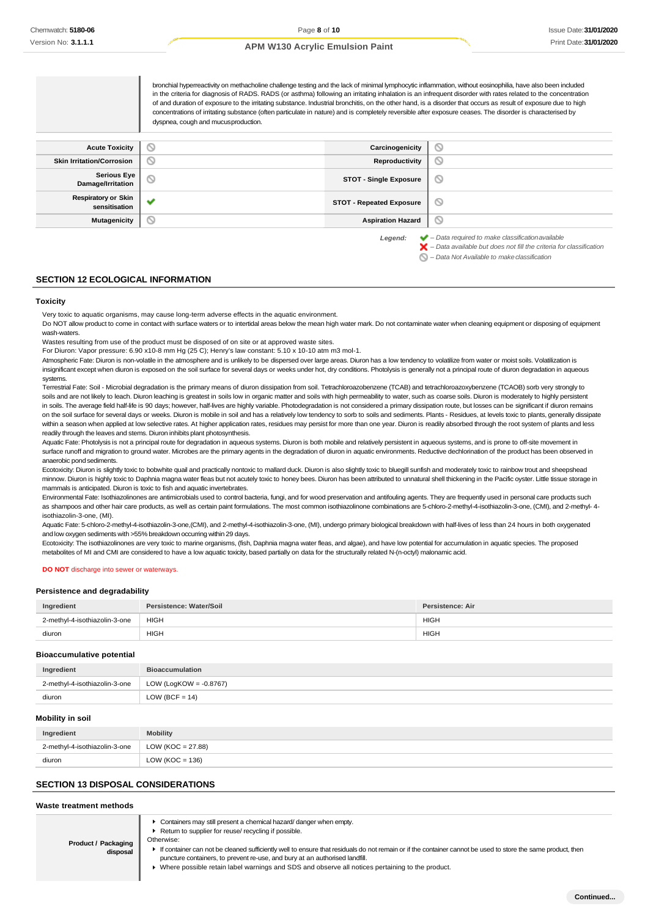| | bronchial hyperreactivity on methacholine challenge testing and the lack of minimal lymphocytic inflammation, without eosinophilia, have also been included in the criteria for diagnosis of RADS. RADS (or asthma) following an irritating inhalation is an infrequent disorder with rates related to the concentration of and duration of exposure to the irritating substance. Industrial bronchitis, on the other hand, is a disorder that occurs as result of exposure due to high concentrations of irritating substance (often particulate in nature) and is completely reversible after exposure ceases. The disorder is characterised by dyspnea, cough and mucus production. |
|---|---|

| | | | |
|---|---|---|---|
| **Acute Toxicity** | ⊘ | **Carcinogenicity** | ⊘ |
| **Skin Irritation/Corrosion** | ⊘ | **Reproductivity** | ⊘ |
| **Serious Eye Damage/Irritation** | ⊘ | **STOT - Single Exposure** | ⊘ |
| **Respiratory or Skin sensitisation** | ✔ | **STOT - Repeated Exposure** | ⊘ |
| **Mutagenicity** | ⊘ | **Aspiration Hazard** | ⊘ |

*Legend:* ✔ – *Data required to make classification available*
✘ – *Data available but does not fill the criteria for classification*
⊘ – *Data Not Available to make classification*

## SECTION 12 ECOLOGICAL INFORMATION

### Toxicity

Very toxic to aquatic organisms, may cause long-term adverse effects in the aquatic environment.
Do NOT allow product to come in contact with surface waters or to intertidal areas below the mean high water mark. Do not contaminate water when cleaning equipment or disposing of equipment wash-waters.
Wastes resulting from use of the product must be disposed of on site or at approved waste sites.
For Diuron: Vapor pressure: 6.90 x10-8 mm Hg (25 C); Henry's law constant: 5.10 x 10-10 atm m3 mol-1.
Atmospheric Fate: Diuron is non-volatile in the atmosphere and is unlikely to be dispersed over large areas. Diuron has a low tendency to volatilize from water or moist soils. Volatilization is insignificant except when diuron is exposed on the soil surface for several days or weeks under hot, dry conditions. Photolysis is generally not a principal route of diuron degradation in aqueous systems.
Terrestrial Fate: Soil - Microbial degradation is the primary means of diuron dissipation from soil. Tetrachloroazobenzene (TCAB) and tetrachloroazoxybenzene (TCAOB) sorb very strongly to soils and are not likely to leach. Diuron leaching is greatest in soils low in organic matter and soils with high permeability to water, such as coarse soils. Diuron is moderately to highly persistent in soils. The average field half-life is 90 days; however, half-lives are highly variable. Photodegradation is not considered a primary dissipation route, but losses can be significant if diuron remains on the soil surface for several days or weeks. Diuron is mobile in soil and has a relatively low tendency to sorb to soils and sediments. Plants - Residues, at levels toxic to plants, generally dissipate within a season when applied at low selective rates. At higher application rates, residues may persist for more than one year. Diuron is readily absorbed through the root system of plants and less readily through the leaves and stems. Diuron inhibits plant photosynthesis.
Aquatic Fate: Photolysis is not a principal route for degradation in aqueous systems. Diuron is both mobile and relatively persistent in aqueous systems, and is prone to off-site movement in surface runoff and migration to ground water. Microbes are the primary agents in the degradation of diuron in aquatic environments. Reductive dechlorination of the product has been observed in anaerobic pond sediments.
Ecotoxicity: Diuron is slightly toxic to bobwhite quail and practically nontoxic to mallard duck. Diuron is also slightly toxic to bluegill sunfish and moderately toxic to rainbow trout and sheepshead minnow. Diuron is highly toxic to Daphnia magna water fleas but not acutely toxic to honey bees. Diuron has been attributed to unnatural shell thickening in the Pacific oyster. Little tissue storage in mammals is anticipated. Diuron is toxic to fish and aquatic invertebrates.
Environmental Fate: Isothiazolinones are antimicrobials used to control bacteria, fungi, and for wood preservation and antifouling agents. They are frequently used in personal care products such as shampoos and other hair care products, as well as certain paint formulations. The most common isothiazolinone combinations are 5-chloro-2-methyl-4-isothiazolin-3-one, (CMI), and 2-methyl- 4-isothiazolin-3-one, (MI).
Aquatic Fate: 5-chloro-2-methyl-4-isothiazolin-3-one,(CMI), and 2-methyl-4-isothiazolin-3-one, (MI), undergo primary biological breakdown with half-lives of less than 24 hours in both oxygenated and low oxygen sediments with >55% breakdown occurring within 29 days.
Ecotoxicity: The isothiazolinones are very toxic to marine organisms, (fish, Daphnia magna water fleas, and algae), and have low potential for accumulation in aquatic species. The proposed metabolites of MI and CMI are considered to have a low aquatic toxicity, based partially on data for the structurally related N-(n-octyl) malonamic acid.

**DO NOT** discharge into sewer or waterways.

### Persistence and degradability

| Ingredient | Persistence: Water/Soil | Persistence: Air |
|---|---|---|
| 2-methyl-4-isothiazolin-3-one | HIGH | HIGH |
| diuron | HIGH | HIGH |

### Bioaccumulative potential

| Ingredient | Bioaccumulation |
|---|---|
| 2-methyl-4-isothiazolin-3-one | LOW (LogKOW = -0.8767) |
| diuron | LOW (BCF = 14) |

### Mobility in soil

| Ingredient | Mobility |
|---|---|
| 2-methyl-4-isothiazolin-3-one | LOW (KOC = 27.88) |
| diuron | LOW (KOC = 136) |

## SECTION 13 DISPOSAL CONSIDERATIONS

### Waste treatment methods

| | |
|---|---|
| **Product / Packaging disposal** | ▸ Containers may still present a chemical hazard/ danger when empty.<br>▸ Return to supplier for reuse/ recycling if possible.<br>Otherwise:<br>▸ If container can not be cleaned sufficiently well to ensure that residuals do not remain or if the container cannot be used to store the same product, then puncture containers, to prevent re-use, and bury at an authorised landfill.<br>▸ Where possible retain label warnings and SDS and observe all notices pertaining to the product. |

**Continued...**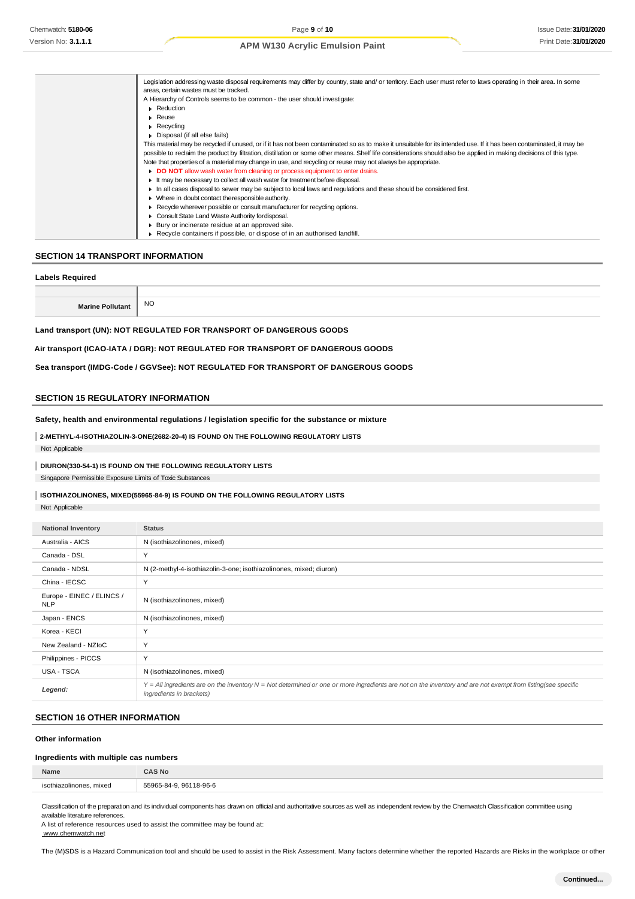| | |
|---|---|
| | Legislation addressing waste disposal requirements may differ by country, state and/ or territory. Each user must refer to laws operating in their area. In some areas, certain wastes must be tracked.<br>A Hierarchy of Controls seems to be common - the user should investigate:<br>▸ Reduction<br>▸ Reuse<br>▸ Recycling<br>▸ Disposal (if all else fails)<br>This material may be recycled if unused, or if it has not been contaminated so as to make it unsuitable for its intended use. If it has been contaminated, it may be possible to reclaim the product by filtration, distillation or some other means. Shelf life considerations should also be applied in making decisions of this type. Note that properties of a material may change in use, and recycling or reuse may not always be appropriate.<br>▸ **DO NOT** allow wash water from cleaning or process equipment to enter drains.<br>▸ It may be necessary to collect all wash water for treatment before disposal.<br>▸ In all cases disposal to sewer may be subject to local laws and regulations and these should be considered first.<br>▸ Where in doubt contact the responsible authority.<br>▸ Recycle wherever possible or consult manufacturer for recycling options.<br>▸ Consult State Land Waste Authority for disposal.<br>▸ Bury or incinerate residue at an approved site.<br>▸ Recycle containers if possible, or dispose of in an authorised landfill. |

## SECTION 14 TRANSPORT INFORMATION

### Labels Required

| | |
|---|---|
| **Marine Pollutant** | NO |

**Land transport (UN): NOT REGULATED FOR TRANSPORT OF DANGEROUS GOODS**

**Air transport (ICAO-IATA / DGR): NOT REGULATED FOR TRANSPORT OF DANGEROUS GOODS**

**Sea transport (IMDG-Code / GGVSee): NOT REGULATED FOR TRANSPORT OF DANGEROUS GOODS**

## SECTION 15 REGULATORY INFORMATION

**Safety, health and environmental regulations / legislation specific for the substance or mixture**

**2-METHYL-4-ISOTHIAZOLIN-3-ONE(2682-20-4) IS FOUND ON THE FOLLOWING REGULATORY LISTS**

Not Applicable

**DIURON(330-54-1) IS FOUND ON THE FOLLOWING REGULATORY LISTS**

Singapore Permissible Exposure Limits of Toxic Substances

**ISOTHIAZOLINONES, MIXED(55965-84-9) IS FOUND ON THE FOLLOWING REGULATORY LISTS**

Not Applicable

| National Inventory | Status |
|---|---|
| Australia - AICS | N (isothiazolinones, mixed) |
| Canada - DSL | Y |
| Canada - NDSL | N (2-methyl-4-isothiazolin-3-one; isothiazolinones, mixed; diuron) |
| China - IECSC | Y |
| Europe - EINEC / ELINCS / NLP | N (isothiazolinones, mixed) |
| Japan - ENCS | N (isothiazolinones, mixed) |
| Korea - KECI | Y |
| New Zealand - NZIoC | Y |
| Philippines - PICCS | Y |
| USA - TSCA | N (isothiazolinones, mixed) |
| *Legend:* | *Y = All ingredients are on the inventory N = Not determined or one or more ingredients are not on the inventory and are not exempt from listing(see specific ingredients in brackets)* |

## SECTION 16 OTHER INFORMATION

### Other information

### Ingredients with multiple cas numbers

| Name | CAS No |
|---|---|
| isothiazolinones, mixed | 55965-84-9, 96118-96-6 |

Classification of the preparation and its individual components has drawn on official and authoritative sources as well as independent review by the Chemwatch Classification committee using available literature references.
A list of reference resources used to assist the committee may be found at:
www.chemwatch.net

The (M)SDS is a Hazard Communication tool and should be used to assist in the Risk Assessment. Many factors determine whether the reported Hazards are Risks in the workplace or other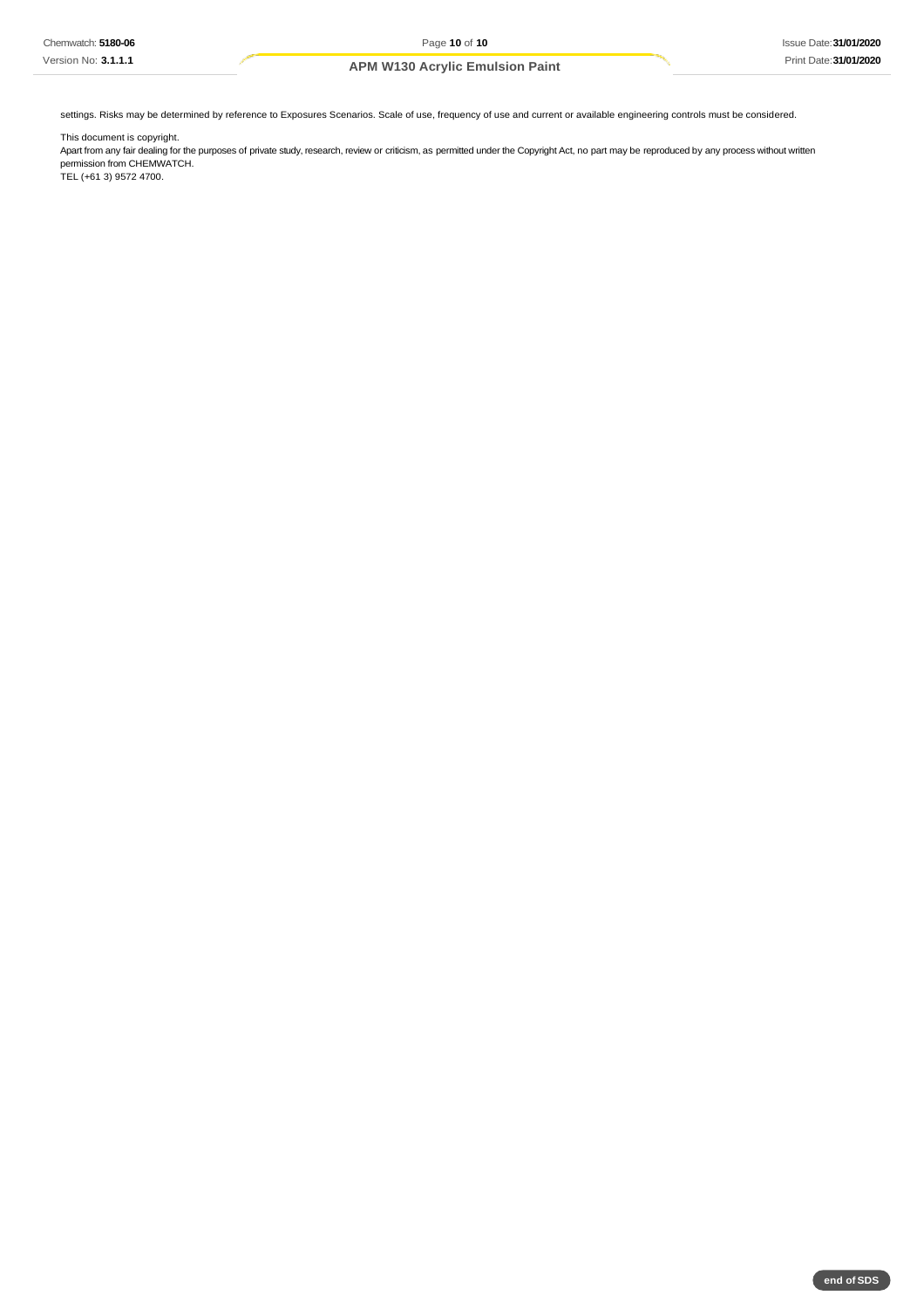settings. Risks may be determined by reference to Exposures Scenarios. Scale of use, frequency of use and current or available engineering controls must be considered.

This document is copyright.
Apart from any fair dealing for the purposes of private study, research, review or criticism, as permitted under the Copyright Act, no part may be reproduced by any process without written permission from CHEMWATCH.
TEL (+61 3) 9572 4700.

**end of SDS**